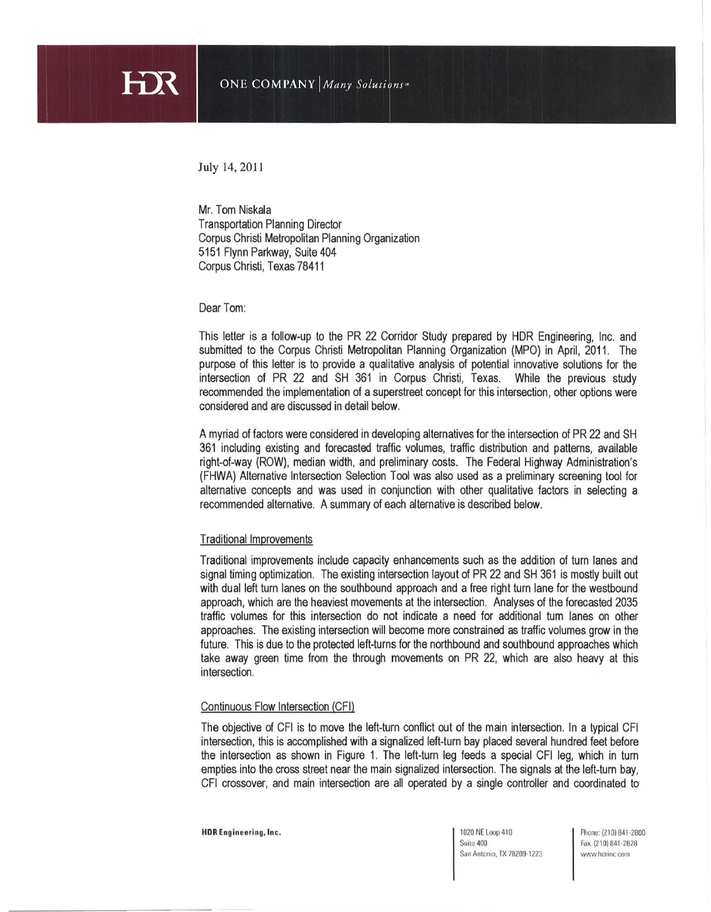July 14, 2011

Mr. Tom Niskala
Transportation Planning Director
Corpus Christi Metropolitan Planning Organization
5151 Flynn Parkway, Suite 404
Corpus Christi, Texas 78411

Dear Tom:

This letter is a follow-up to the PR 22 Corridor Study prepared by HDR Engineering, Inc. and submitted to the Corpus Christi Metropolitan Planning Organization (MPO) in April, 2011. The purpose of this letter is to provide a qualitative analysis of potential innovative solutions for the intersection of PR 22 and SH 361 in Corpus Christi, Texas. While the previous study recommended the implementation of a superstreet concept for this intersection, other options were considered and are discussed in detail below.

A myriad of factors were considered in developing alternatives for the intersection of PR 22 and SH 361 including existing and forecasted traffic volumes, traffic distribution and patterns, available right-of-way (ROW), median width, and preliminary costs. The Federal Highway Administration's (FHWA) Alternative Intersection Selection Tool was also used as a preliminary screening tool for alternative concepts and was used in conjunction with other qualitative factors in selecting a recommended alternative. A summary of each alternative is described below.

## Traditional Improvements

Traditional improvements include capacity enhancements such as the addition of turn lanes and signal timing optimization. The existing intersection layout of PR 22 and SH 361 is mostly built out with dual left turn lanes on the southbound approach and a free right turn lane for the westbound approach, which are the heaviest movements at the intersection. Analyses of the forecasted 2035 traffic volumes for this intersection do not indicate a need for additional turn lanes on other approaches. The existing intersection will become more constrained as traffic volumes grow in the future. This is due to the protected left-turns for the northbound and southbound approaches which take away green time from the through movements on PR 22, which are also heavy at this intersection.

## Continuous Flow Intersection (CFI)

The objective of CFI is to move the left-turn conflict out of the main intersection. In a typical CFI intersection, this is accomplished with a signalized left-turn bay placed several hundred feet before the intersection as shown in Figure 1. The left-turn leg feeds a special CFI leg, which in turn empties into the cross street near the main signalized intersection. The signals at the left-turn bay, CFI crossover, and main intersection are all operated by a single controller and coordinated to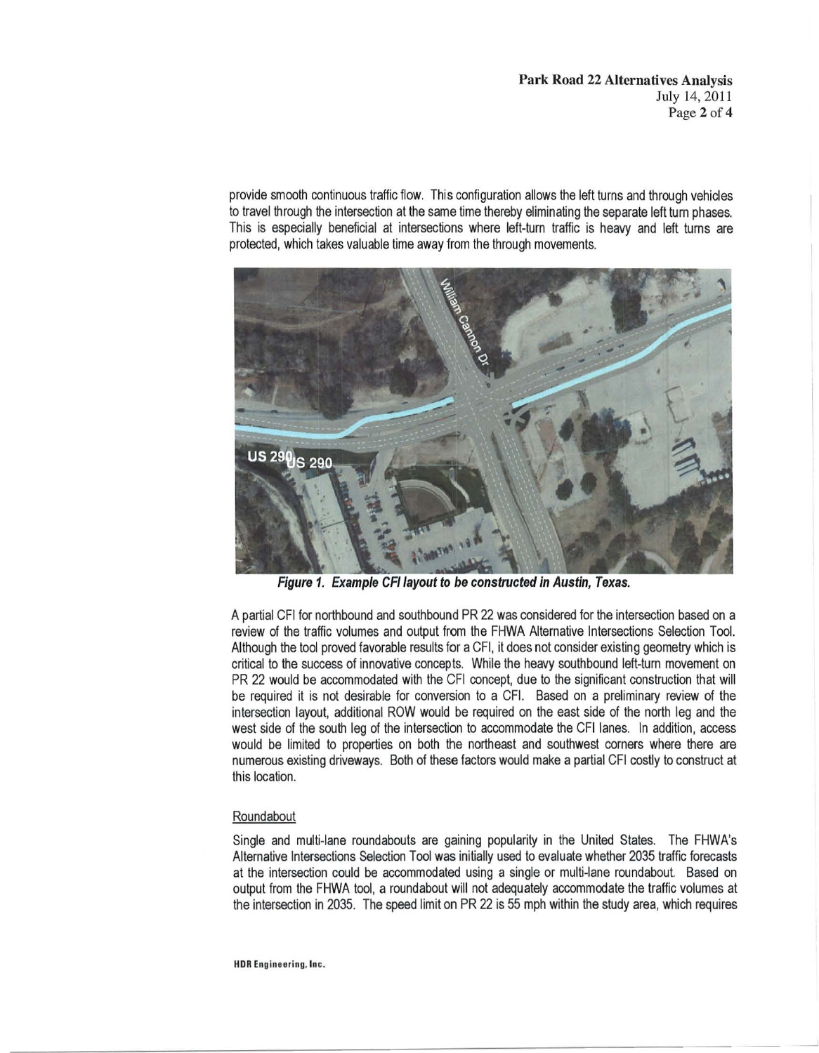provide smooth continuous traffic flow. This configuration allows the left turns and through vehicles to travel through the intersection at the same time thereby eliminating the separate left turn phases. This is especially beneficial at intersections where left-turn traffic is heavy and left turns are protected, which takes valuable time away from the through movements.

***Figure 1. Example CFI layout to be constructed in Austin, Texas.***

A partial CFI for northbound and southbound PR 22 was considered for the intersection based on a review of the traffic volumes and output from the FHWA Alternative Intersections Selection Tool. Although the tool proved favorable results for a CFI, it does not consider existing geometry which is critical to the success of innovative concepts. While the heavy southbound left-turn movement on PR 22 would be accommodated with the CFI concept, due to the significant construction that will be required it is not desirable for conversion to a CFI. Based on a preliminary review of the intersection layout, additional ROW would be required on the east side of the north leg and the west side of the south leg of the intersection to accommodate the CFI lanes. In addition, access would be limited to properties on both the northeast and southwest corners where there are numerous existing driveways. Both of these factors would make a partial CFI costly to construct at this location.

Roundabout

Single and multi-lane roundabouts are gaining popularity in the United States. The FHWA's Alternative Intersections Selection Tool was initially used to evaluate whether 2035 traffic forecasts at the intersection could be accommodated using a single or multi-lane roundabout. Based on output from the FHWA tool, a roundabout will not adequately accommodate the traffic volumes at the intersection in 2035. The speed limit on PR 22 is 55 mph within the study area, which requires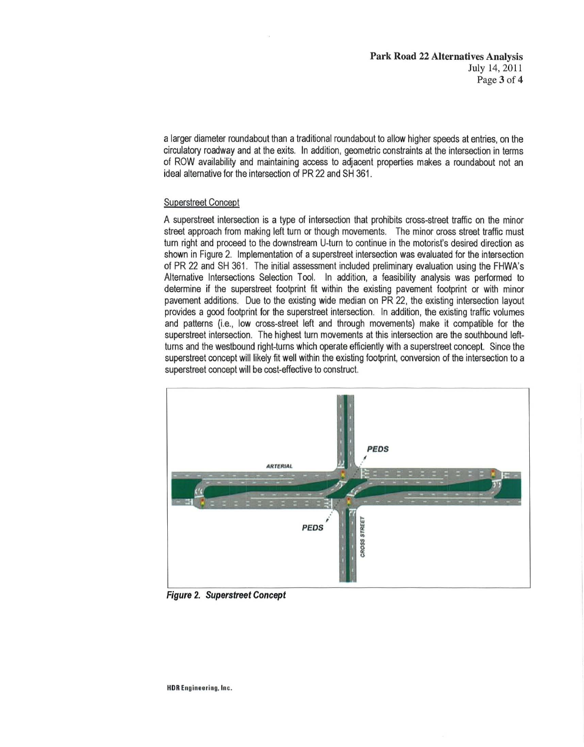a larger diameter roundabout than a traditional roundabout to allow higher speeds at entries, on the circulatory roadway and at the exits. In addition, geometric constraints at the intersection in terms of ROW availability and maintaining access to adjacent properties makes a roundabout not an ideal alternative for the intersection of PR 22 and SH 361.

## Superstreet Concept

A superstreet intersection is a type of intersection that prohibits cross-street traffic on the minor street approach from making left turn or though movements. The minor cross street traffic must turn right and proceed to the downstream U-turn to continue in the motorist's desired direction as shown in Figure 2. Implementation of a superstreet intersection was evaluated for the intersection of PR 22 and SH 361. The initial assessment included preliminary evaluation using the FHWA's Alternative Intersections Selection Tool. In addition, a feasibility analysis was performed to determine if the superstreet footprint fit within the existing pavement footprint or with minor pavement additions. Due to the existing wide median on PR 22, the existing intersection layout provides a good footprint for the superstreet intersection. In addition, the existing traffic volumes and patterns (i.e., low cross-street left and through movements) make it compatible for the superstreet intersection. The highest turn movements at this intersection are the southbound left-turns and the westbound right-turns which operate efficiently with a superstreet concept. Since the superstreet concept will likely fit well within the existing footprint, conversion of the intersection to a superstreet concept will be cost-effective to construct.

*Figure 2. Superstreet Concept*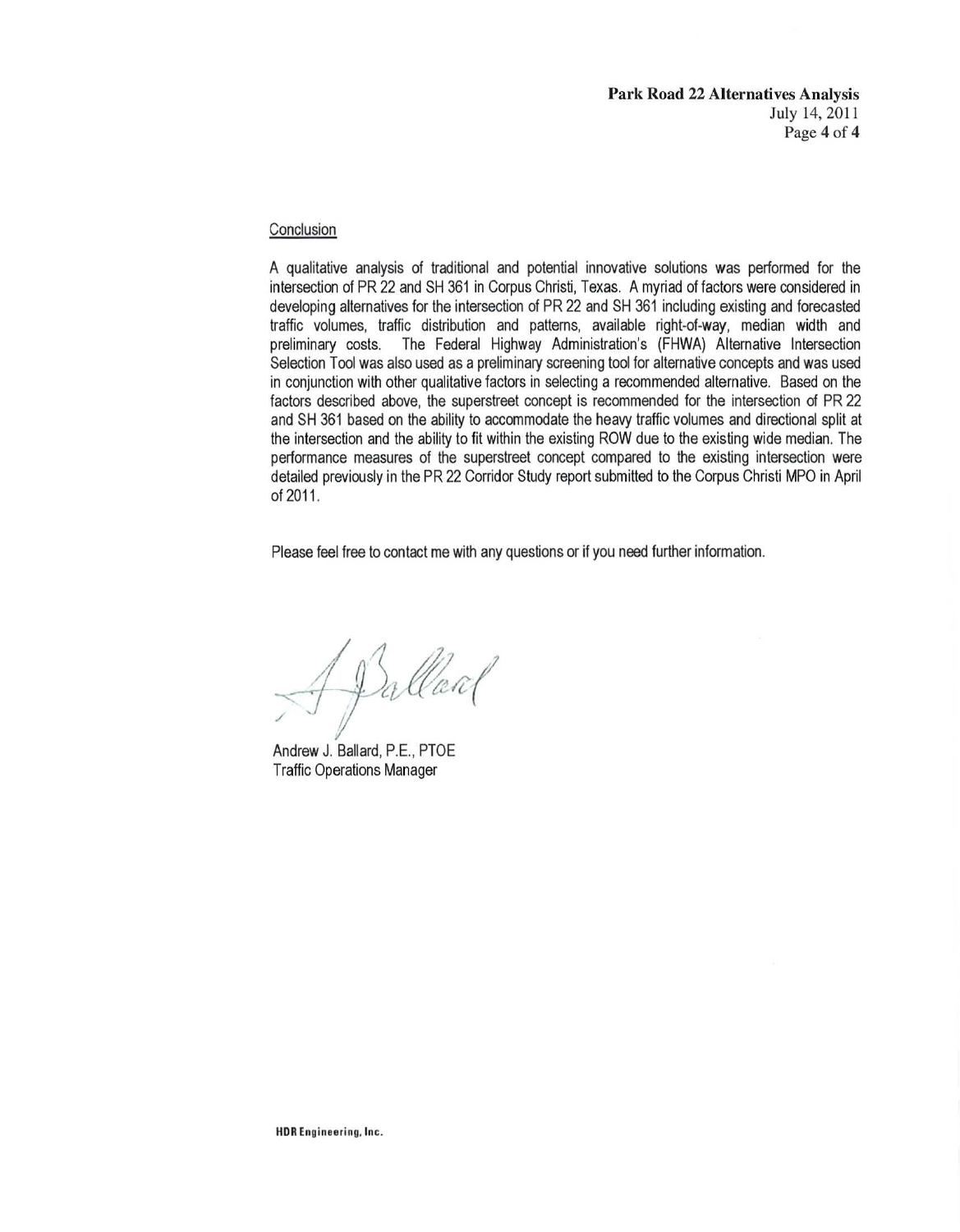Conclusion

A qualitative analysis of traditional and potential innovative solutions was performed for the intersection of PR 22 and SH 361 in Corpus Christi, Texas. A myriad of factors were considered in developing alternatives for the intersection of PR 22 and SH 361 including existing and forecasted traffic volumes, traffic distribution and patterns, available right-of-way, median width and preliminary costs. The Federal Highway Administration's (FHWA) Alternative Intersection Selection Tool was also used as a preliminary screening tool for alternative concepts and was used in conjunction with other qualitative factors in selecting a recommended alternative. Based on the factors described above, the superstreet concept is recommended for the intersection of PR 22 and SH 361 based on the ability to accommodate the heavy traffic volumes and directional split at the intersection and the ability to fit within the existing ROW due to the existing wide median. The performance measures of the superstreet concept compared to the existing intersection were detailed previously in the PR 22 Corridor Study report submitted to the Corpus Christi MPO in April of 2011.

Please feel free to contact me with any questions or if you need further information.

Andrew J. Ballard, P.E., PTOE
Traffic Operations Manager

HDR Engineering, Inc.